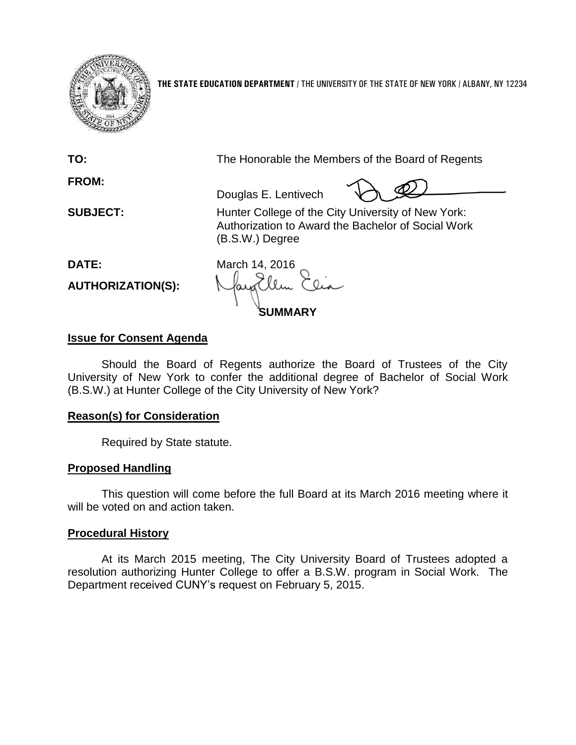**THE STATE EDUCATION DEPARTMENT** / THE UNIVERSITY OF THE STATE OF NEW YORK / ALBANY, NY 12234

**TO:** The Honorable the Members of the Board of Regents

**FROM:** Douglas E. Lentivech

**SUBJECT:** Hunter College of the City University of New York: Authorization to Award the Bachelor of Social Work (B.S.W.) Degree

**DATE:** March 14, 2016

**AUTHORIZATION(S):**

## SUMMARY

### Issue for Consent Agenda

Should the Board of Regents authorize the Board of Trustees of the City University of New York to confer the additional degree of Bachelor of Social Work (B.S.W.) at Hunter College of the City University of New York?

### Reason(s) for Consideration

Required by State statute.

### Proposed Handling

This question will come before the full Board at its March 2016 meeting where it will be voted on and action taken.

### Procedural History

At its March 2015 meeting, The City University Board of Trustees adopted a resolution authorizing Hunter College to offer a B.S.W. program in Social Work. The Department received CUNY's request on February 5, 2015.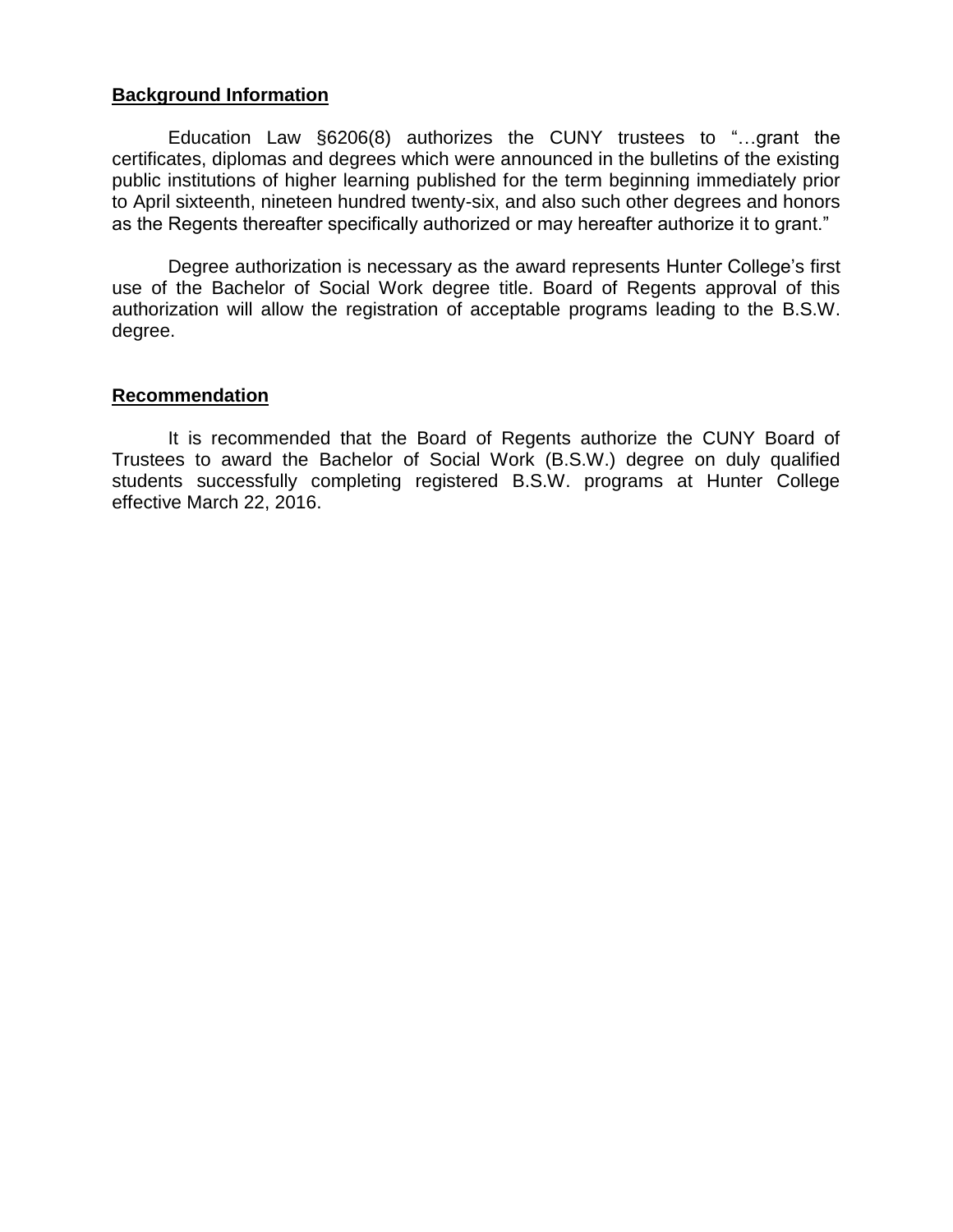**Background Information**

Education Law §6206(8) authorizes the CUNY trustees to "…grant the certificates, diplomas and degrees which were announced in the bulletins of the existing public institutions of higher learning published for the term beginning immediately prior to April sixteenth, nineteen hundred twenty-six, and also such other degrees and honors as the Regents thereafter specifically authorized or may hereafter authorize it to grant."

Degree authorization is necessary as the award represents Hunter College's first use of the Bachelor of Social Work degree title. Board of Regents approval of this authorization will allow the registration of acceptable programs leading to the B.S.W. degree.

**Recommendation**

It is recommended that the Board of Regents authorize the CUNY Board of Trustees to award the Bachelor of Social Work (B.S.W.) degree on duly qualified students successfully completing registered B.S.W. programs at Hunter College effective March 22, 2016.